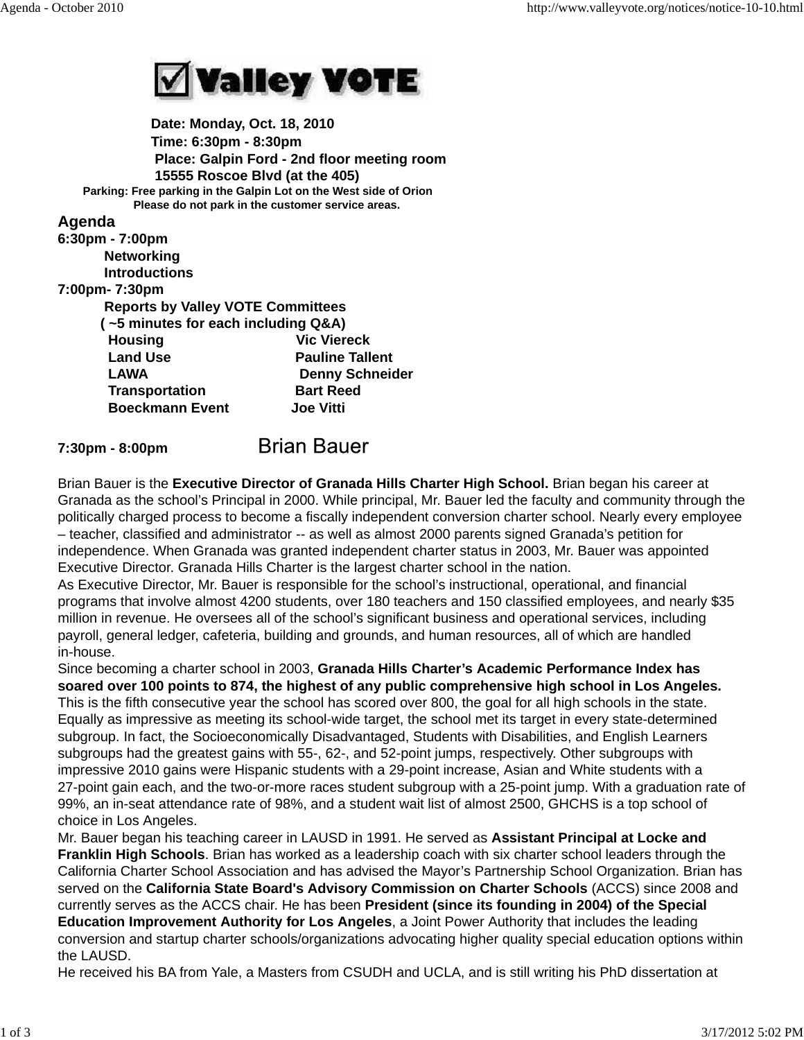# Valley VOTE

**Date: Monday, Oct. 18, 2010**
**Time: 6:30pm - 8:30pm**
**Place: Galpin Ford - 2nd floor meeting room**
**15555 Roscoe Blvd (at the 405)**

**Parking: Free parking in the Galpin Lot on the West side of Orion**
**Please do not park in the customer service areas.**

## Agenda

**6:30pm - 7:00pm**
**Networking**
**Introductions**

**7:00pm- 7:30pm**
**Reports by Valley VOTE Committees**
**( ~5 minutes for each including Q&A)**

| | |
|---|---|
| **Housing** | **Vic Viereck** |
| **Land Use** | **Pauline Tallent** |
| **LAWA** | **Denny Schneider** |
| **Transportation** | **Bart Reed** |
| **Boeckmann Event** | **Joe Vitti** |

**7:30pm - 8:00pm** Brian Bauer

Brian Bauer is the **Executive Director of Granada Hills Charter High School.** Brian began his career at Granada as the school's Principal in 2000. While principal, Mr. Bauer led the faculty and community through the politically charged process to become a fiscally independent conversion charter school. Nearly every employee – teacher, classified and administrator -- as well as almost 2000 parents signed Granada's petition for independence. When Granada was granted independent charter status in 2003, Mr. Bauer was appointed Executive Director. Granada Hills Charter is the largest charter school in the nation.

As Executive Director, Mr. Bauer is responsible for the school's instructional, operational, and financial programs that involve almost 4200 students, over 180 teachers and 150 classified employees, and nearly $35 million in revenue. He oversees all of the school's significant business and operational services, including payroll, general ledger, cafeteria, building and grounds, and human resources, all of which are handled in-house.

Since becoming a charter school in 2003, **Granada Hills Charter's Academic Performance Index has soared over 100 points to 874, the highest of any public comprehensive high school in Los Angeles.** This is the fifth consecutive year the school has scored over 800, the goal for all high schools in the state. Equally as impressive as meeting its school-wide target, the school met its target in every state-determined subgroup. In fact, the Socioeconomically Disadvantaged, Students with Disabilities, and English Learners subgroups had the greatest gains with 55-, 62-, and 52-point jumps, respectively. Other subgroups with impressive 2010 gains were Hispanic students with a 29-point increase, Asian and White students with a 27-point gain each, and the two-or-more races student subgroup with a 25-point jump. With a graduation rate of 99%, an in-seat attendance rate of 98%, and a student wait list of almost 2500, GHCHS is a top school of choice in Los Angeles.

Mr. Bauer began his teaching career in LAUSD in 1991. He served as **Assistant Principal at Locke and Franklin High Schools**. Brian has worked as a leadership coach with six charter school leaders through the California Charter School Association and has advised the Mayor's Partnership School Organization. Brian has served on the **California State Board's Advisory Commission on Charter Schools** (ACCS) since 2008 and currently serves as the ACCS chair. He has been **President (since its founding in 2004) of the Special Education Improvement Authority for Los Angeles**, a Joint Power Authority that includes the leading conversion and startup charter schools/organizations advocating higher quality special education options within the LAUSD.

He received his BA from Yale, a Masters from CSUDH and UCLA, and is still writing his PhD dissertation at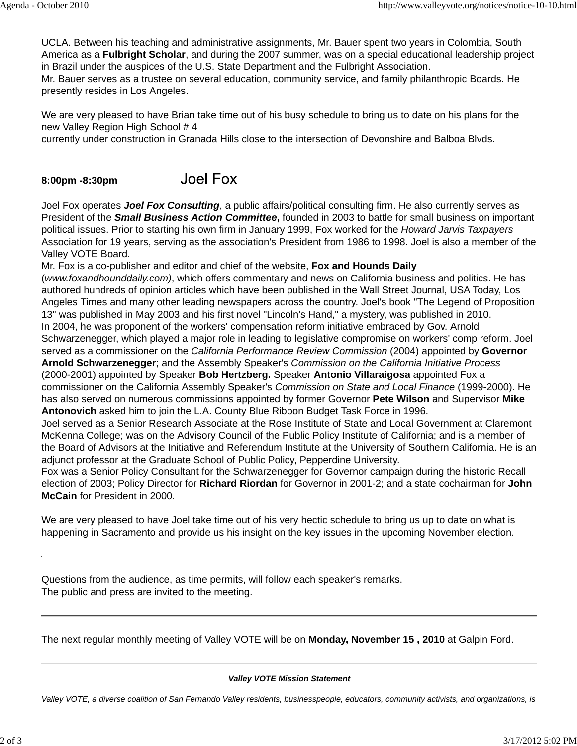UCLA. Between his teaching and administrative assignments, Mr. Bauer spent two years in Colombia, South America as a **Fulbright Scholar**, and during the 2007 summer, was on a special educational leadership project in Brazil under the auspices of the U.S. State Department and the Fulbright Association.
Mr. Bauer serves as a trustee on several education, community service, and family philanthropic Boards. He presently resides in Los Angeles.

We are very pleased to have Brian take time out of his busy schedule to bring us to date on his plans for the new Valley Region High School # 4
currently under construction in Granada Hills close to the intersection of Devonshire and Balboa Blvds.

**8:00pm -8:30pm** Joel Fox

Joel Fox operates ***Joel Fox Consulting***, a public affairs/political consulting firm. He also currently serves as President of the ***Small Business Action Committee*****,** founded in 2003 to battle for small business on important political issues. Prior to starting his own firm in January 1999, Fox worked for the *Howard Jarvis Taxpayers* Association for 19 years, serving as the association's President from 1986 to 1998. Joel is also a member of the Valley VOTE Board.
Mr. Fox is a co-publisher and editor and chief of the website, **Fox and Hounds Daily** (*www.foxandhounddaily.com)*, which offers commentary and news on California business and politics. He has authored hundreds of opinion articles which have been published in the Wall Street Journal, USA Today, Los Angeles Times and many other leading newspapers across the country. Joel's book "The Legend of Proposition 13" was published in May 2003 and his first novel "Lincoln's Hand," a mystery, was published in 2010.
In 2004, he was proponent of the workers' compensation reform initiative embraced by Gov. Arnold Schwarzenegger, which played a major role in leading to legislative compromise on workers' comp reform. Joel served as a commissioner on the *California Performance Review Commission* (2004) appointed by **Governor Arnold Schwarzenegger**; and the Assembly Speaker's *Commission on the California Initiative Process* (2000-2001) appointed by Speaker **Bob Hertzberg.** Speaker **Antonio Villaraigosa** appointed Fox a commissioner on the California Assembly Speaker's *Commission on State and Local Finance* (1999-2000). He has also served on numerous commissions appointed by former Governor **Pete Wilson** and Supervisor **Mike Antonovich** asked him to join the L.A. County Blue Ribbon Budget Task Force in 1996.
Joel served as a Senior Research Associate at the Rose Institute of State and Local Government at Claremont McKenna College; was on the Advisory Council of the Public Policy Institute of California; and is a member of the Board of Advisors at the Initiative and Referendum Institute at the University of Southern California. He is an adjunct professor at the Graduate School of Public Policy, Pepperdine University.
Fox was a Senior Policy Consultant for the Schwarzenegger for Governor campaign during the historic Recall election of 2003; Policy Director for **Richard Riordan** for Governor in 2001-2; and a state cochairman for **John McCain** for President in 2000.

We are very pleased to have Joel take time out of his very hectic schedule to bring us up to date on what is happening in Sacramento and provide us his insight on the key issues in the upcoming November election.

---

Questions from the audience, as time permits, will follow each speaker's remarks.
The public and press are invited to the meeting.

---

The next regular monthly meeting of Valley VOTE will be on **Monday, November 15 , 2010** at Galpin Ford.

---

***Valley VOTE Mission Statement***

*Valley VOTE, a diverse coalition of San Fernando Valley residents, businesspeople, educators, community activists, and organizations, is*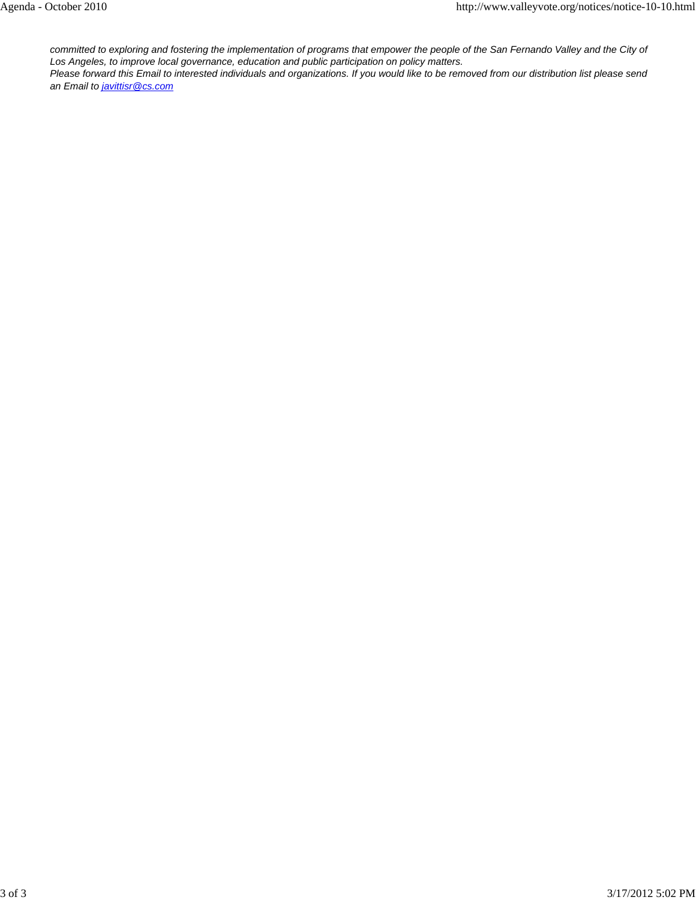*committed to exploring and fostering the implementation of programs that empower the people of the San Fernando Valley and the City of Los Angeles, to improve local governance, education and public participation on policy matters.*

*Please forward this Email to interested individuals and organizations. If you would like to be removed from our distribution list please send an Email to [javittisr@cs.com](mailto:javittisr@cs.com)*